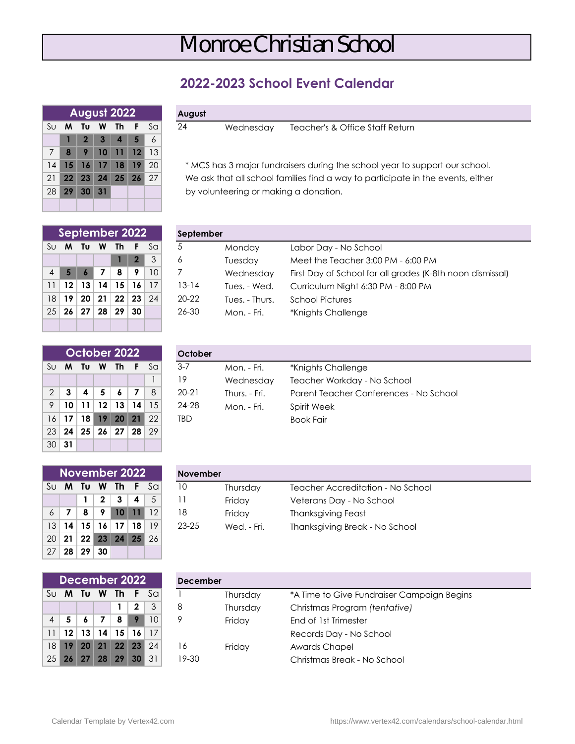# Monroe Christian School

## 2022-2023 School Event Calendar

| August 2022 | | | | | | |
|---|---|---|---|---|---|---|
| Su | M | Tu | W | Th | F | Sa |
| | 1 | 2 | 3 | 4 | 5 | 6 |
| 7 | 8 | 9 | 10 | 11 | 12 | 13 |
| 14 | 15 | 16 | 17 | 18 | 19 | 20 |
| 21 | 22 | 23 | 24 | 25 | 26 | 27 |
| 28 | 29 | 30 | 31 | | | |

**August**

| | | |
|---|---|---|
| 24 | Wednesday | Teacher's & Office Staff Return |

* MCS has 3 major fundraisers during the school year to support our school. We ask that all school families find a way to participate in the events, either by volunteering or making a donation.

| September 2022 | | | | | | |
|---|---|---|---|---|---|---|
| Su | M | Tu | W | Th | F | Sa |
| | | | | 1 | 2 | 3 |
| 4 | 5 | 6 | 7 | 8 | 9 | 10 |
| 11 | 12 | 13 | 14 | 15 | 16 | 17 |
| 18 | 19 | 20 | 21 | 22 | 23 | 24 |
| 25 | 26 | 27 | 28 | 29 | 30 | |

**September**

| | | |
|---|---|---|
| 5 | Monday | Labor Day - No School |
| 6 | Tuesday | Meet the Teacher 3:00 PM - 6:00 PM |
| 7 | Wednesday | First Day of School for all grades (K-8th noon dismissal) |
| 13-14 | Tues. - Wed. | Curriculum Night 6:30 PM - 8:00 PM |
| 20-22 | Tues. - Thurs. | School Pictures |
| 26-30 | Mon. - Fri. | *Knights Challenge |

| October 2022 | | | | | | |
|---|---|---|---|---|---|---|
| Su | M | Tu | W | Th | F | Sa |
| | | | | | | 1 |
| 2 | 3 | 4 | 5 | 6 | 7 | 8 |
| 9 | 10 | 11 | 12 | 13 | 14 | 15 |
| 16 | 17 | 18 | 19 | 20 | 21 | 22 |
| 23 | 24 | 25 | 26 | 27 | 28 | 29 |
| 30 | 31 | | | | | |

**October**

| | | |
|---|---|---|
| 3-7 | Mon. - Fri. | *Knights Challenge |
| 19 | Wednesday | Teacher Workday - No School |
| 20-21 | Thurs. - Fri. | Parent Teacher Conferences - No School |
| 24-28 | Mon. - Fri. | Spirit Week |
| TBD | | Book Fair |

| November 2022 | | | | | | |
|---|---|---|---|---|---|---|
| Su | M | Tu | W | Th | F | Sa |
| | | 1 | 2 | 3 | 4 | 5 |
| 6 | 7 | 8 | 9 | 10 | 11 | 12 |
| 13 | 14 | 15 | 16 | 17 | 18 | 19 |
| 20 | 21 | 22 | 23 | 24 | 25 | 26 |
| 27 | 28 | 29 | 30 | | | |

**November**

| | | |
|---|---|---|
| 10 | Thursday | Teacher Accreditation - No School |
| 11 | Friday | Veterans Day - No School |
| 18 | Friday | Thanksgiving Feast |
| 23-25 | Wed. - Fri. | Thanksgiving Break - No School |

| December 2022 | | | | | | |
|---|---|---|---|---|---|---|
| Su | M | Tu | W | Th | F | Sa |
| | | | | 1 | 2 | 3 |
| 4 | 5 | 6 | 7 | 8 | 9 | 10 |
| 11 | 12 | 13 | 14 | 15 | 16 | 17 |
| 18 | 19 | 20 | 21 | 22 | 23 | 24 |
| 25 | 26 | 27 | 28 | 29 | 30 | 31 |

**December**

| | | |
|---|---|---|
| 1 | Thursday | *A Time to Give Fundraiser Campaign Begins |
| 8 | Thursday | Christmas Program *(tentative)* |
| 9 | Friday | End of 1st Trimester |
| | | Records Day - No School |
| 16 | Friday | Awards Chapel |
| 19-30 | | Christmas Break - No School |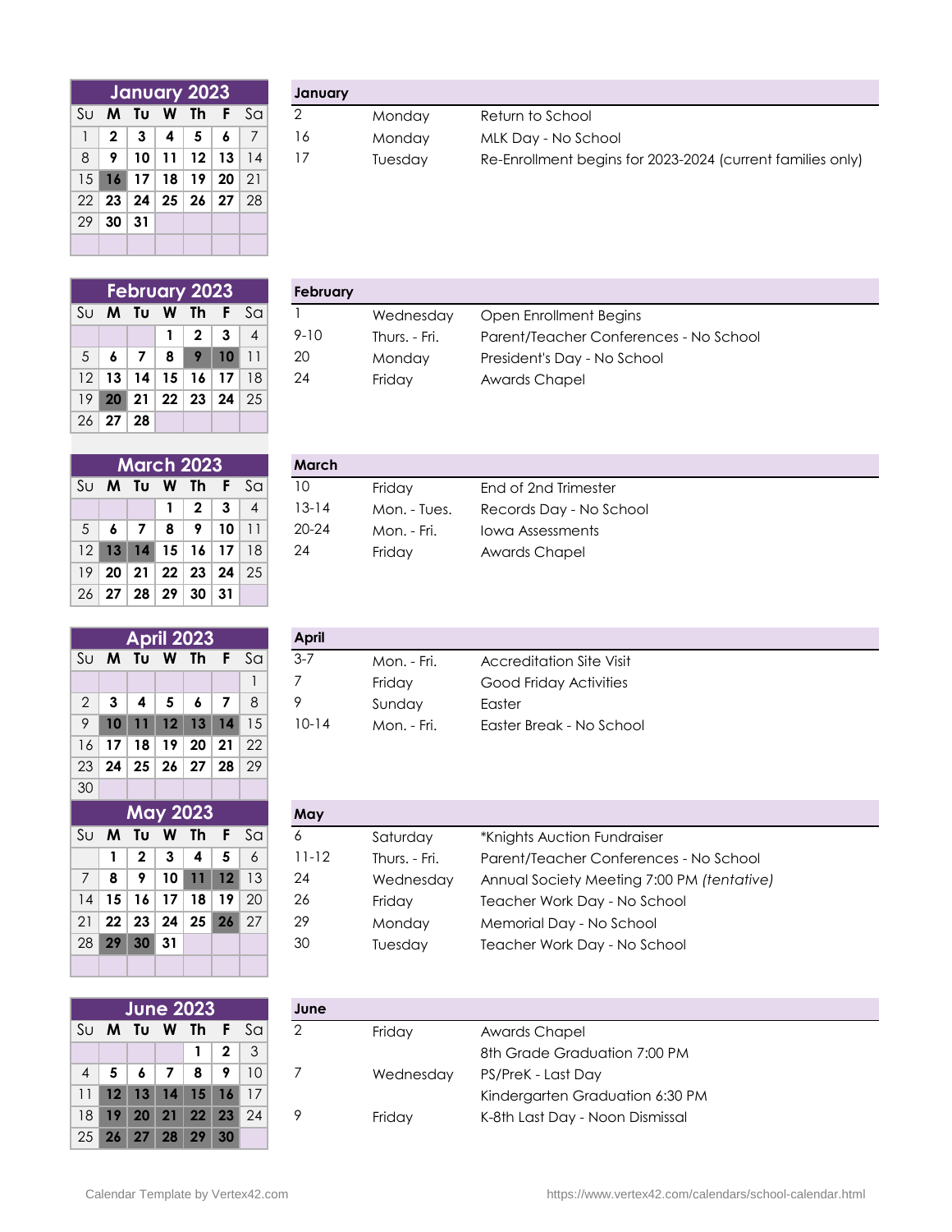## January 2023

| Su | M | Tu | W | Th | F | Sa |
|---|---|---|---|---|---|---|
| 1 | 2 | 3 | 4 | 5 | 6 | 7 |
| 8 | 9 | 10 | 11 | 12 | 13 | 14 |
| 15 | 16 | 17 | 18 | 19 | 20 | 21 |
| 22 | 23 | 24 | 25 | 26 | 27 | 28 |
| 29 | 30 | 31 | | | | |

### January

| | | |
|---|---|---|
| 2 | Monday | Return to School |
| 16 | Monday | MLK Day - No School |
| 17 | Tuesday | Re-Enrollment begins for 2023-2024 (current families only) |

## February 2023

| Su | M | Tu | W | Th | F | Sa |
|---|---|---|---|---|---|---|
| | | | 1 | 2 | 3 | 4 |
| 5 | 6 | 7 | 8 | 9 | 10 | 11 |
| 12 | 13 | 14 | 15 | 16 | 17 | 18 |
| 19 | 20 | 21 | 22 | 23 | 24 | 25 |
| 26 | 27 | 28 | | | | |

### February

| | | |
|---|---|---|
| 1 | Wednesday | Open Enrollment Begins |
| 9-10 | Thurs. - Fri. | Parent/Teacher Conferences - No School |
| 20 | Monday | President's Day - No School |
| 24 | Friday | Awards Chapel |

## March 2023

| Su | M | Tu | W | Th | F | Sa |
|---|---|---|---|---|---|---|
| | | | 1 | 2 | 3 | 4 |
| 5 | 6 | 7 | 8 | 9 | 10 | 11 |
| 12 | 13 | 14 | 15 | 16 | 17 | 18 |
| 19 | 20 | 21 | 22 | 23 | 24 | 25 |
| 26 | 27 | 28 | 29 | 30 | 31 | |

### March

| | | |
|---|---|---|
| 10 | Friday | End of 2nd Trimester |
| 13-14 | Mon. - Tues. | Records Day - No School |
| 20-24 | Mon. - Fri. | Iowa Assessments |
| 24 | Friday | Awards Chapel |

## April 2023

| Su | M | Tu | W | Th | F | Sa |
|---|---|---|---|---|---|---|
| | | | | | | 1 |
| 2 | 3 | 4 | 5 | 6 | 7 | 8 |
| 9 | 10 | 11 | 12 | 13 | 14 | 15 |
| 16 | 17 | 18 | 19 | 20 | 21 | 22 |
| 23 | 24 | 25 | 26 | 27 | 28 | 29 |
| 30 | | | | | | |

### April

| | | |
|---|---|---|
| 3-7 | Mon. - Fri. | Accreditation Site Visit |
| 7 | Friday | Good Friday Activities |
| 9 | Sunday | Easter |
| 10-14 | Mon. - Fri. | Easter Break - No School |

## May 2023

| Su | M | Tu | W | Th | F | Sa |
|---|---|---|---|---|---|---|
| | 1 | 2 | 3 | 4 | 5 | 6 |
| 7 | 8 | 9 | 10 | 11 | 12 | 13 |
| 14 | 15 | 16 | 17 | 18 | 19 | 20 |
| 21 | 22 | 23 | 24 | 25 | 26 | 27 |
| 28 | 29 | 30 | 31 | | | |

### May

| | | |
|---|---|---|
| 6 | Saturday | *Knights Auction Fundraiser |
| 11-12 | Thurs. - Fri. | Parent/Teacher Conferences - No School |
| 24 | Wednesday | Annual Society Meeting 7:00 PM *(tentative)* |
| 26 | Friday | Teacher Work Day - No School |
| 29 | Monday | Memorial Day - No School |
| 30 | Tuesday | Teacher Work Day - No School |

## June 2023

| Su | M | Tu | W | Th | F | Sa |
|---|---|---|---|---|---|---|
| | | | | 1 | 2 | 3 |
| 4 | 5 | 6 | 7 | 8 | 9 | 10 |
| 11 | 12 | 13 | 14 | 15 | 16 | 17 |
| 18 | 19 | 20 | 21 | 22 | 23 | 24 |
| 25 | 26 | 27 | 28 | 29 | 30 | |

### June

| | | |
|---|---|---|
| 2 | Friday | Awards Chapel |
| | | 8th Grade Graduation 7:00 PM |
| 7 | Wednesday | PS/PreK - Last Day |
| | | Kindergarten Graduation 6:30 PM |
| 9 | Friday | K-8th Last Day - Noon Dismissal |

Calendar Template by Vertex42.com

https://www.vertex42.com/calendars/school-calendar.html